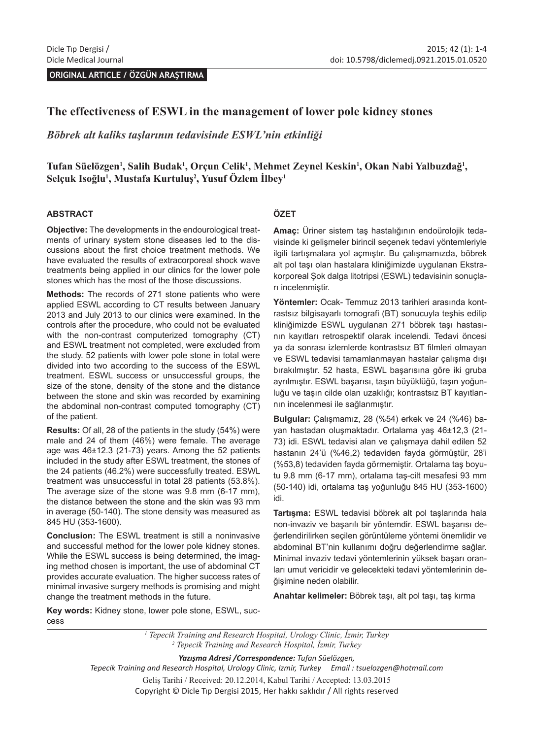ORIGINAL ARTICLE / ÖZGÜN ARAŞTIRMA

# The effectiveness of ESWL in the management of lower pole kidney stones

## *Böbrek alt kaliks taşlarının tedavisinde ESWL'nin etkinliği*

**Tufan Süelözgen[1], Salih Budak[1], Orçun Celik[1], Mehmet Zeynel Keskin[1], Okan Nabi Yalbuzdağ[1], Selçuk Isoğlu[1], Mustafa Kurtuluş[2], Yusuf Özlem İlbey[1]**

### ABSTRACT

**Objective:** The developments in the endourological treatments of urinary system stone diseases led to the discussions about the first choice treatment methods. We have evaluated the results of extracorporeal shock wave treatments being applied in our clinics for the lower pole stones which has the most of the those discussions.

**Methods:** The records of 271 stone patients who were applied ESWL according to CT results between January 2013 and July 2013 to our clinics were examined. In the controls after the procedure, who could not be evaluated with the non-contrast computerized tomography (CT) and ESWL treatment not completed, were excluded from the study. 52 patients with lower pole stone in total were divided into two according to the success of the ESWL treatment. ESWL success or unsuccessful groups, the size of the stone, density of the stone and the distance between the stone and skin was recorded by examining the abdominal non-contrast computed tomography (CT) of the patient.

**Results:** Of all, 28 of the patients in the study (54%) were male and 24 of them (46%) were female. The average age was 46±12.3 (21-73) years. Among the 52 patients included in the study after ESWL treatment, the stones of the 24 patients (46.2%) were successfully treated. ESWL treatment was unsuccessful in total 28 patients (53.8%). The average size of the stone was 9.8 mm (6-17 mm), the distance between the stone and the skin was 93 mm in average (50-140). The stone density was measured as 845 HU (353-1600).

**Conclusion:** The ESWL treatment is still a noninvasive and successful method for the lower pole kidney stones. While the ESWL success is being determined, the imaging method chosen is important, the use of abdominal CT provides accurate evaluation. The higher success rates of minimal invasive surgery methods is promising and might change the treatment methods in the future.

**Key words:** Kidney stone, lower pole stone, ESWL, success

### ÖZET

**Amaç:** Üriner sistem taş hastalığının endoürolojik tedavisinde ki gelişmeler birincil seçenek tedavi yöntemleriyle ilgili tartışmalara yol açmıştır. Bu çalışmamızda, böbrek alt pol taşı olan hastalara kliniğimizde uygulanan Ekstrakorporeal Şok dalga litotripsi (ESWL) tedavisinin sonuçları incelenmiştir.

**Yöntemler:** Ocak- Temmuz 2013 tarihleri arasında kontrastsız bilgisayarlı tomografi (BT) sonucuyla teşhis edilip kliniğimizde ESWL uygulanan 271 böbrek taşı hastasının kayıtları retrospektif olarak incelendi. Tedavi öncesi ya da sonrası izlemlerde kontrastsız BT filmleri olmayan ve ESWL tedavisi tamamlanmayan hastalar çalışma dışı bırakılmıştır. 52 hasta, ESWL başarısına göre iki gruba ayrılmıştır. ESWL başarısı, taşın büyüklüğü, taşın yoğunluğu ve taşın cilde olan uzaklığı; kontrastsız BT kayıtlarının incelenmesi ile sağlanmıştır.

**Bulgular:** Çalışmamız, 28 (%54) erkek ve 24 (%46) bayan hastadan oluşmaktadır. Ortalama yaş 46±12,3 (21-73) idi. ESWL tedavisi alan ve çalışmaya dahil edilen 52 hastanın 24'ü (%46,2) tedaviden fayda görmüştür, 28'i (%53,8) tedaviden fayda görmemiştir. Ortalama taş boyutu 9.8 mm (6-17 mm), ortalama taş-cilt mesafesi 93 mm (50-140) idi, ortalama taş yoğunluğu 845 HU (353-1600) idi.

**Tartışma:** ESWL tedavisi böbrek alt pol taşlarında hala non-invaziv ve başarılı bir yöntemdir. ESWL başarısı değerlendirilirken seçilen görüntüleme yöntemi önemlidir ve abdominal BT'nin kullanımı doğru değerlendirme sağlar. Minimal invaziv tedavi yöntemlerinin yüksek başarı oranları umut vericidir ve gelecekteki tedavi yöntemlerinin değişimine neden olabilir.

**Anahtar kelimeler:** Böbrek taşı, alt pol taşı, taş kırma

---

*[1] Tepecik Training and Research Hospital, Urology Clinic, İzmir, Turkey*
*[2] Tepecik Training and Research Hospital, İzmir, Turkey*

***Yazışma Adresi /Correspondence:** Tufan Süelözgen,*
*Tepecik Training and Research Hospital, Urology Clinic, Izmir, Turkey Email : tsuelozgen@hotmail.com*

Geliş Tarihi / Received: 20.12.2014, Kabul Tarihi / Accepted: 13.03.2015

Copyright © Dicle Tıp Dergisi 2015, Her hakkı saklıdır / All rights reserved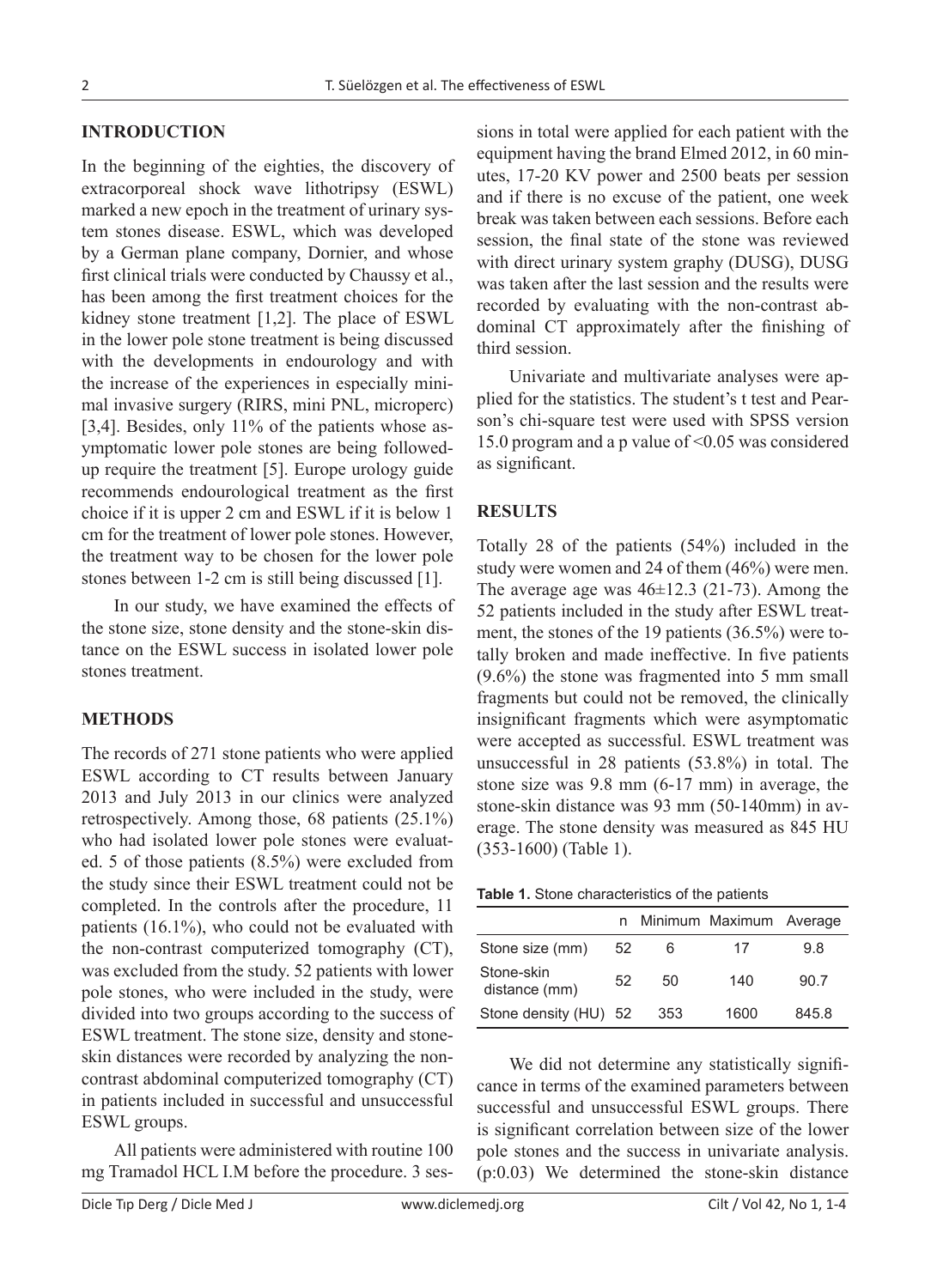## INTRODUCTION

In the beginning of the eighties, the discovery of extracorporeal shock wave lithotripsy (ESWL) marked a new epoch in the treatment of urinary system stones disease. ESWL, which was developed by a German plane company, Dornier, and whose first clinical trials were conducted by Chaussy et al., has been among the first treatment choices for the kidney stone treatment [1,2]. The place of ESWL in the lower pole stone treatment is being discussed with the developments in endourology and with the increase of the experiences in especially minimal invasive surgery (RIRS, mini PNL, microperc) [3,4]. Besides, only 11% of the patients whose asymptomatic lower pole stones are being followed-up require the treatment [5]. Europe urology guide recommends endourological treatment as the first choice if it is upper 2 cm and ESWL if it is below 1 cm for the treatment of lower pole stones. However, the treatment way to be chosen for the lower pole stones between 1-2 cm is still being discussed [1].

In our study, we have examined the effects of the stone size, stone density and the stone-skin distance on the ESWL success in isolated lower pole stones treatment.

## METHODS

The records of 271 stone patients who were applied ESWL according to CT results between January 2013 and July 2013 in our clinics were analyzed retrospectively. Among those, 68 patients (25.1%) who had isolated lower pole stones were evaluated. 5 of those patients (8.5%) were excluded from the study since their ESWL treatment could not be completed. In the controls after the procedure, 11 patients (16.1%), who could not be evaluated with the non-contrast computerized tomography (CT), was excluded from the study. 52 patients with lower pole stones, who were included in the study, were divided into two groups according to the success of ESWL treatment. The stone size, density and stone-skin distances were recorded by analyzing the non-contrast abdominal computerized tomography (CT) in patients included in successful and unsuccessful ESWL groups.

All patients were administered with routine 100 mg Tramadol HCL I.M before the procedure. 3 sessions in total were applied for each patient with the equipment having the brand Elmed 2012, in 60 minutes, 17-20 KV power and 2500 beats per session and if there is no excuse of the patient, one week break was taken between each sessions. Before each session, the final state of the stone was reviewed with direct urinary system graphy (DUSG), DUSG was taken after the last session and the results were recorded by evaluating with the non-contrast abdominal CT approximately after the finishing of third session.

Univariate and multivariate analyses were applied for the statistics. The student's t test and Pearson's chi-square test were used with SPSS version 15.0 program and a p value of <0.05 was considered as significant.

## RESULTS

Totally 28 of the patients (54%) included in the study were women and 24 of them (46%) were men. The average age was 46±12.3 (21-73). Among the 52 patients included in the study after ESWL treatment, the stones of the 19 patients (36.5%) were totally broken and made ineffective. In five patients (9.6%) the stone was fragmented into 5 mm small fragments but could not be removed, the clinically insignificant fragments which were asymptomatic were accepted as successful. ESWL treatment was unsuccessful in 28 patients (53.8%) in total. The stone size was 9.8 mm (6-17 mm) in average, the stone-skin distance was 93 mm (50-140mm) in average. The stone density was measured as 845 HU (353-1600) (Table 1).

**Table 1.** Stone characteristics of the patients

| | n | Minimum | Maximum | Average |
|---|---|---|---|---|
| Stone size (mm) | 52 | 6 | 17 | 9.8 |
| Stone-skin distance (mm) | 52 | 50 | 140 | 90.7 |
| Stone density (HU) | 52 | 353 | 1600 | 845.8 |

We did not determine any statistically significance in terms of the examined parameters between successful and unsuccessful ESWL groups. There is significant correlation between size of the lower pole stones and the success in univariate analysis. (p:0.03) We determined the stone-skin distance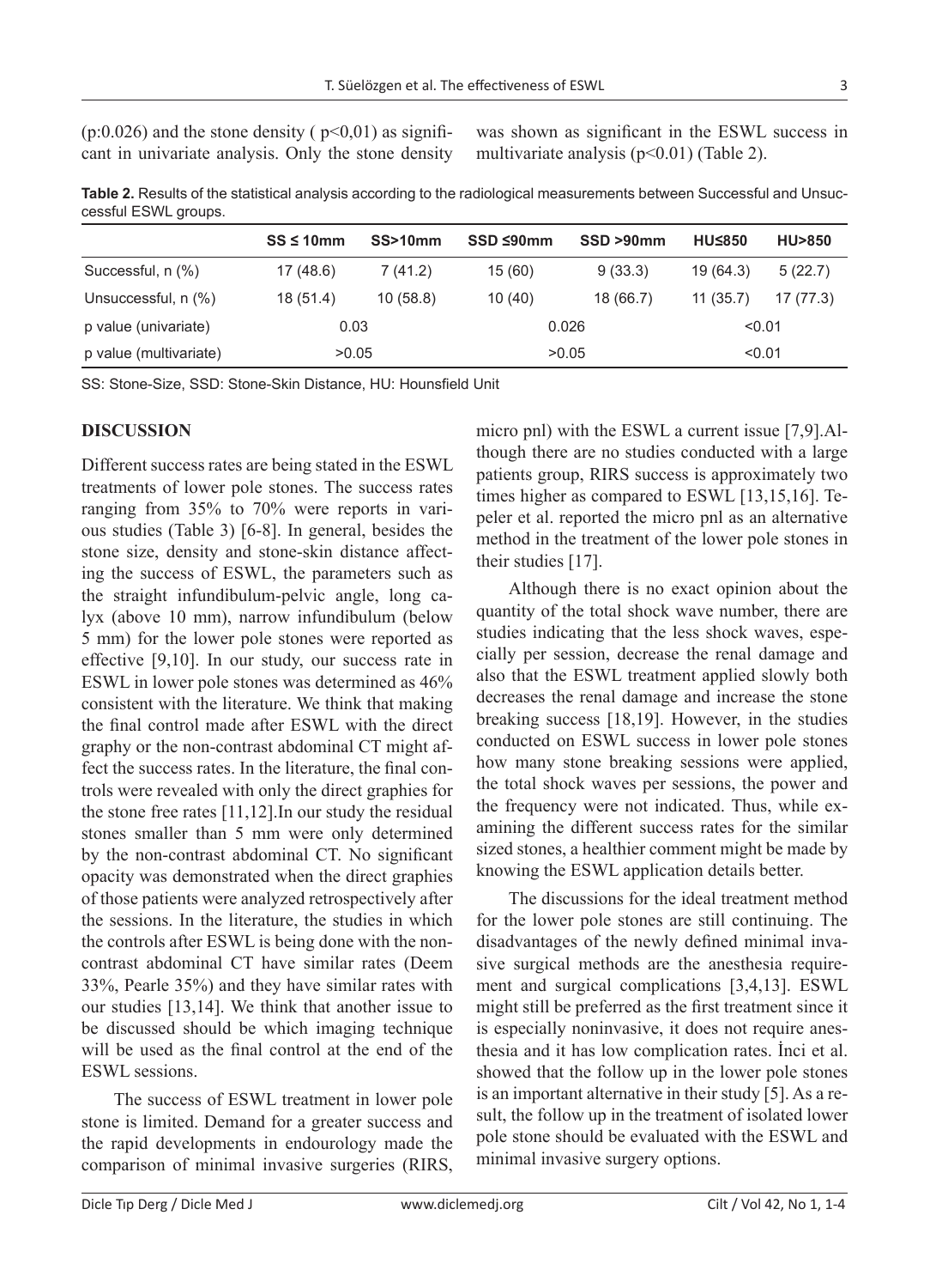(p:0.026) and the stone density ( p<0,01) as significant in univariate analysis. Only the stone density was shown as significant in the ESWL success in multivariate analysis (p<0.01) (Table 2).

**Table 2.** Results of the statistical analysis according to the radiological measurements between Successful and Unsuccessful ESWL groups.

| | SS ≤ 10mm | SS>10mm | SSD ≤90mm | SSD >90mm | HU≤850 | HU>850 |
|---|---|---|---|---|---|---|
| Successful, n (%) | 17 (48.6) | 7 (41.2) | 15 (60) | 9 (33.3) | 19 (64.3) | 5 (22.7) |
| Unsuccessful, n (%) | 18 (51.4) | 10 (58.8) | 10 (40) | 18 (66.7) | 11 (35.7) | 17 (77.3) |
| p value (univariate) | 0.03 | | 0.026 | | <0.01 | |
| p value (multivariate) | >0.05 | | >0.05 | | <0.01 | |

SS: Stone-Size, SSD: Stone-Skin Distance, HU: Hounsfield Unit

## DISCUSSION

Different success rates are being stated in the ESWL treatments of lower pole stones. The success rates ranging from 35% to 70% were reports in various studies (Table 3) [6-8]. In general, besides the stone size, density and stone-skin distance affecting the success of ESWL, the parameters such as the straight infundibulum-pelvic angle, long calyx (above 10 mm), narrow infundibulum (below 5 mm) for the lower pole stones were reported as effective [9,10]. In our study, our success rate in ESWL in lower pole stones was determined as 46% consistent with the literature. We think that making the final control made after ESWL with the direct graphy or the non-contrast abdominal CT might affect the success rates. In the literature, the final controls were revealed with only the direct graphies for the stone free rates [11,12].In our study the residual stones smaller than 5 mm were only determined by the non-contrast abdominal CT. No significant opacity was demonstrated when the direct graphies of those patients were analyzed retrospectively after the sessions. In the literature, the studies in which the controls after ESWL is being done with the non-contrast abdominal CT have similar rates (Deem 33%, Pearle 35%) and they have similar rates with our studies [13,14]. We think that another issue to be discussed should be which imaging technique will be used as the final control at the end of the ESWL sessions.

The success of ESWL treatment in lower pole stone is limited. Demand for a greater success and the rapid developments in endourology made the comparison of minimal invasive surgeries (RIRS, micro pnl) with the ESWL a current issue [7,9].Although there are no studies conducted with a large patients group, RIRS success is approximately two times higher as compared to ESWL [13,15,16]. Tepeler et al. reported the micro pnl as an alternative method in the treatment of the lower pole stones in their studies [17].

Although there is no exact opinion about the quantity of the total shock wave number, there are studies indicating that the less shock waves, especially per session, decrease the renal damage and also that the ESWL treatment applied slowly both decreases the renal damage and increase the stone breaking success [18,19]. However, in the studies conducted on ESWL success in lower pole stones how many stone breaking sessions were applied, the total shock waves per sessions, the power and the frequency were not indicated. Thus, while examining the different success rates for the similar sized stones, a healthier comment might be made by knowing the ESWL application details better.

The discussions for the ideal treatment method for the lower pole stones are still continuing. The disadvantages of the newly defined minimal invasive surgical methods are the anesthesia requirement and surgical complications [3,4,13]. ESWL might still be preferred as the first treatment since it is especially noninvasive, it does not require anesthesia and it has low complication rates. İnci et al. showed that the follow up in the lower pole stones is an important alternative in their study [5]. As a result, the follow up in the treatment of isolated lower pole stone should be evaluated with the ESWL and minimal invasive surgery options.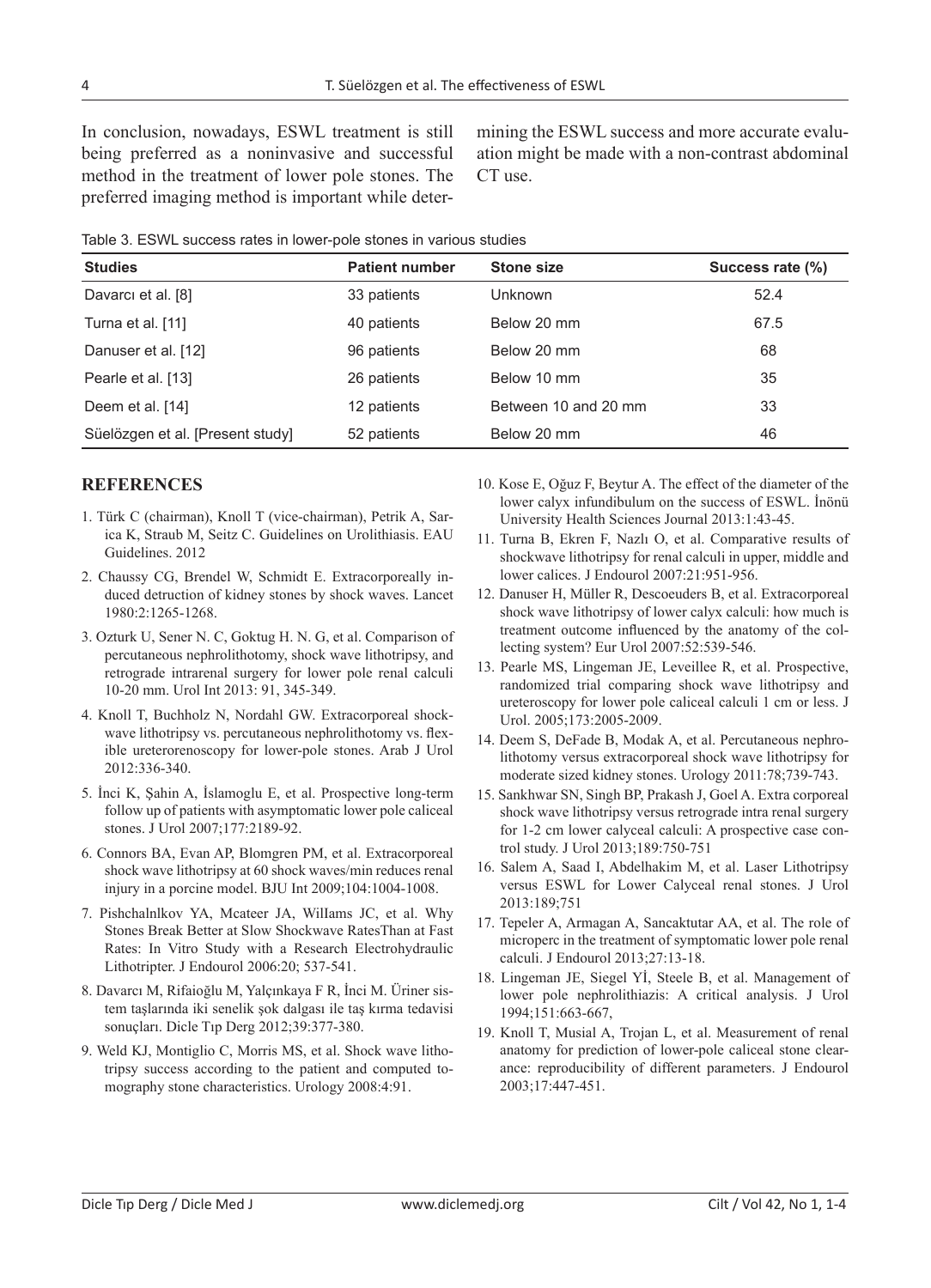In conclusion, nowadays, ESWL treatment is still being preferred as a noninvasive and successful method in the treatment of lower pole stones. The preferred imaging method is important while determining the ESWL success and more accurate evaluation might be made with a non-contrast abdominal CT use.

Table 3. ESWL success rates in lower-pole stones in various studies

| Studies | Patient number | Stone size | Success rate (%) |
|---|---|---|---|
| Davarcı et al. [8] | 33 patients | Unknown | 52.4 |
| Turna et al. [11] | 40 patients | Below 20 mm | 67.5 |
| Danuser et al. [12] | 96 patients | Below 20 mm | 68 |
| Pearle et al. [13] | 26 patients | Below 10 mm | 35 |
| Deem et al. [14] | 12 patients | Between 10 and 20 mm | 33 |
| Süelözgen et al. [Present study] | 52 patients | Below 20 mm | 46 |

## REFERENCES

1. Türk C (chairman), Knoll T (vice-chairman), Petrik A, Sarica K, Straub M, Seitz C. Guidelines on Urolithiasis. EAU Guidelines. 2012
2. Chaussy CG, Brendel W, Schmidt E. Extracorporeally induced detruction of kidney stones by shock waves. Lancet 1980:2:1265-1268.
3. Ozturk U, Sener N. C, Goktug H. N. G, et al. Comparison of percutaneous nephrolithotomy, shock wave lithotripsy, and retrograde intrarenal surgery for lower pole renal calculi 10-20 mm. Urol Int 2013: 91, 345-349.
4. Knoll T, Buchholz N, Nordahl GW. Extracorporeal shockwave lithotripsy vs. percutaneous nephrolithotomy vs. flexible ureterorenoscopy for lower-pole stones. Arab J Urol 2012:336-340.
5. İnci K, Şahin A, İslamoglu E, et al. Prospective long-term follow up of patients with asymptomatic lower pole caliceal stones. J Urol 2007;177:2189-92.
6. Connors BA, Evan AP, Blomgren PM, et al. Extracorporeal shock wave lithotripsy at 60 shock waves/min reduces renal injury in a porcine model. BJU Int 2009;104:1004-1008.
7. Pishchalnlkov YA, Mcateer JA, WilIams JC, et al. Why Stones Break Better at Slow Shockwave RatesThan at Fast Rates: In Vitro Study with a Research Electrohydraulic Lithotripter. J Endourol 2006:20; 537-541.
8. Davarcı M, Rifaioğlu M, Yalçınkaya F R, İnci M. Üriner sistem taşlarında iki senelik şok dalgası ile taş kırma tedavisi sonuçları. Dicle Tıp Derg 2012;39:377-380.
9. Weld KJ, Montiglio C, Morris MS, et al. Shock wave lithotripsy success according to the patient and computed tomography stone characteristics. Urology 2008:4:91.
10. Kose E, Oğuz F, Beytur A. The effect of the diameter of the lower calyx infundibulum on the success of ESWL. İnönü University Health Sciences Journal 2013:1:43-45.
11. Turna B, Ekren F, Nazlı O, et al. Comparative results of shockwave lithotripsy for renal calculi in upper, middle and lower calices. J Endourol 2007:21:951-956.
12. Danuser H, Müller R, Descoeuders B, et al. Extracorporeal shock wave lithotripsy of lower calyx calculi: how much is treatment outcome influenced by the anatomy of the collecting system? Eur Urol 2007:52:539-546.
13. Pearle MS, Lingeman JE, Leveillee R, et al. Prospective, randomized trial comparing shock wave lithotripsy and ureteroscopy for lower pole caliceal calculi 1 cm or less. J Urol. 2005;173:2005-2009.
14. Deem S, DeFade B, Modak A, et al. Percutaneous nephrolithotomy versus extracorporeal shock wave lithotripsy for moderate sized kidney stones. Urology 2011:78;739-743.
15. Sankhwar SN, Singh BP, Prakash J, Goel A. Extra corporeal shock wave lithotripsy versus retrograde intra renal surgery for 1-2 cm lower calyceal calculi: A prospective case control study. J Urol 2013;189:750-751
16. Salem A, Saad I, Abdelhakim M, et al. Laser Lithotripsy versus ESWL for Lower Calyceal renal stones. J Urol 2013:189;751
17. Tepeler A, Armagan A, Sancaktutar AA, et al. The role of microperc in the treatment of symptomatic lower pole renal calculi. J Endourol 2013;27:13-18.
18. Lingeman JE, Siegel Yİ, Steele B, et al. Management of lower pole nephrolithiazis: A critical analysis. J Urol 1994;151:663-667,
19. Knoll T, Musial A, Trojan L, et al. Measurement of renal anatomy for prediction of lower-pole caliceal stone clearance: reproducibility of different parameters. J Endourol 2003;17:447-451.